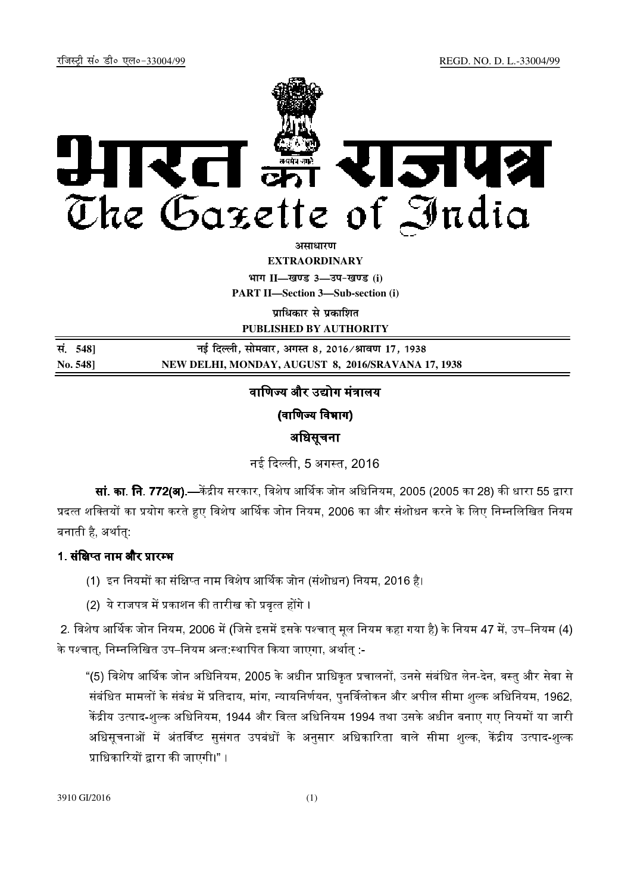रजिस्ट्री सं० डी० एल०-33004/99 REGD. NO. D. L.-33004/99

# भारत का राजपत्र
# The Gazette of India

असाधारण
**EXTRAORDINARY**

भाग II—खण्ड 3—उप-खण्ड (i)
**PART II—Section 3—Sub-section (i)**

प्राधिकार से प्रकाशित
**PUBLISHED BY AUTHORITY**

| सं. 548] | नई दिल्ली, सोमवार, अगस्त 8, 2016/श्रावण 17, 1938 |
|---|---|
| No. 548] | NEW DELHI, MONDAY, AUGUST 8, 2016/SRAVANA 17, 1938 |

## वाणिज्य और उद्योग मंत्रालय

## (वाणिज्य विभाग)

## अधिसूचना

नई दिल्ली, 5 अगस्त, 2016

**सां. का. नि. 772(अ).**—केंद्रीय सरकार, विशेष आर्थिक जोन अधिनियम, 2005 (2005 का 28) की धारा 55 द्वारा प्रदत्त शक्तियों का प्रयोग करते हुए विशेष आर्थिक जोन नियम, 2006 का और संशोधन करने के लिए निम्नलिखित नियम बनाती है, अर्थात्:

### 1. संक्षिप्त नाम और प्रारम्भ

(1) इन नियमों का संक्षिप्त नाम विशेष आर्थिक जोन (संशोधन) नियम, 2016 है।

(2) ये राजपत्र में प्रकाशन की तारीख को प्रवृत्त होंगे ।

2. विशेष आर्थिक जोन नियम, 2006 में (जिसे इसमें इसके पश्चात् मूल नियम कहा गया है) के नियम 47 में, उप–नियम (4) के पश्चात्, निम्नलिखित उप–नियम अन्त:स्थापित किया जाएगा, अर्थात् :-

"(5) विशेष आर्थिक जोन अधिनियम, 2005 के अधीन प्राधिकृत प्रचालनों, उनसे संबंधित लेन-देन, वस्तु और सेवा से संबंधित मामलों के संबंध में प्रतिदाय, मांग, न्यायनिर्णयन, पुनर्विलोकन और अपील सीमा शुल्क अधिनियम, 1962, केंद्रीय उत्पाद-शुल्क अधिनियम, 1944 और वित्त अधिनियम 1994 तथा उसके अधीन बनाए गए नियमों या जारी अधिसूचनाओं में अंतर्विष्ट सुसंगत उपबंधों के अनुसार अधिकारिता वाले सीमा शुल्क, केंद्रीय उत्पाद-शुल्क प्राधिकारियों द्वारा की जाएगी।" ।

3910 GI/2016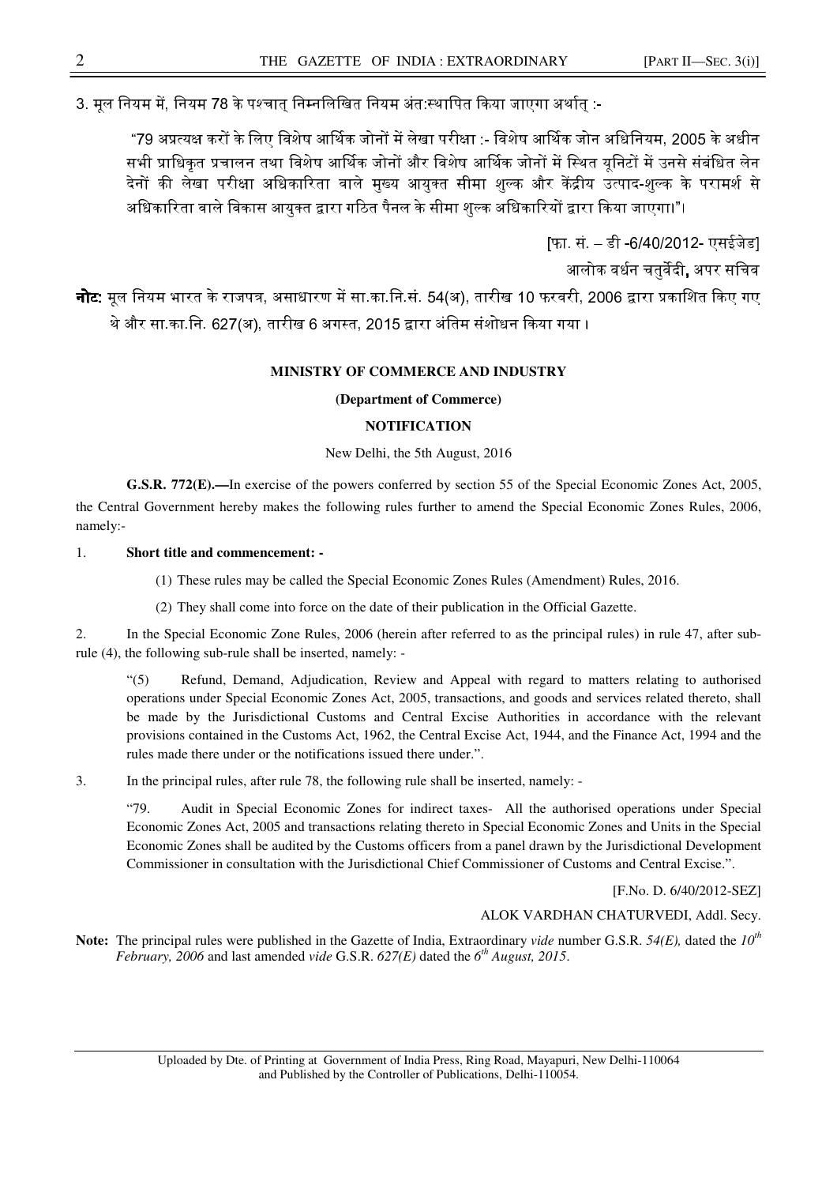3. मूल नियम में, नियम 78 के पश्चात् निम्नलिखित नियम अंत:स्थापित किया जाएगा अर्थात् :-

> "79 अप्रत्यक्ष करों के लिए विशेष आर्थिक जोनों में लेखा परीक्षा :- विशेष आर्थिक जोन अधिनियम, 2005 के अधीन सभी प्राधिकृत प्रचालन तथा विशेष आर्थिक जोनों और विशेष आर्थिक जोनों में स्थित यूनिटों में उनसे संबंधित लेन देनों की लेखा परीक्षा अधिकारिता वाले मुख्य आयुक्त सीमा शुल्क और केंद्रीय उत्पाद-शुल्क के परामर्श से अधिकारिता वाले विकास आयुक्त द्वारा गठित पैनल के सीमा शुल्क अधिकारियों द्वारा किया जाएगा।"।

[फा. सं. – डी -6/40/2012- एसईजेड]

आलोक वर्धन चतुर्वेदी, अपर सचिव

**नोट:** मूल नियम भारत के राजपत्र, असाधारण में सा.का.नि.सं. 54(अ), तारीख 10 फरवरी, 2006 द्वारा प्रकाशित किए गए थे और सा.का.नि. 627(अ), तारीख 6 अगस्त, 2015 द्वारा अंतिम संशोधन किया गया ।

**MINISTRY OF COMMERCE AND INDUSTRY**

**(Department of Commerce)**

**NOTIFICATION**

New Delhi, the 5th August, 2016

**G.S.R. 772(E).—**In exercise of the powers conferred by section 55 of the Special Economic Zones Act, 2005, the Central Government hereby makes the following rules further to amend the Special Economic Zones Rules, 2006, namely:-

1. **Short title and commencement: -**

   (1) These rules may be called the Special Economic Zones Rules (Amendment) Rules, 2016.

   (2) They shall come into force on the date of their publication in the Official Gazette.

2. In the Special Economic Zone Rules, 2006 (herein after referred to as the principal rules) in rule 47, after sub-rule (4), the following sub-rule shall be inserted, namely: -

> "(5) Refund, Demand, Adjudication, Review and Appeal with regard to matters relating to authorised operations under Special Economic Zones Act, 2005, transactions, and goods and services related thereto, shall be made by the Jurisdictional Customs and Central Excise Authorities in accordance with the relevant provisions contained in the Customs Act, 1962, the Central Excise Act, 1944, and the Finance Act, 1994 and the rules made there under or the notifications issued there under.".

3. In the principal rules, after rule 78, the following rule shall be inserted, namely: -

> "79. Audit in Special Economic Zones for indirect taxes- All the authorised operations under Special Economic Zones Act, 2005 and transactions relating thereto in Special Economic Zones and Units in the Special Economic Zones shall be audited by the Customs officers from a panel drawn by the Jurisdictional Development Commissioner in consultation with the Jurisdictional Chief Commissioner of Customs and Central Excise.".

[F.No. D. 6/40/2012-SEZ]

ALOK VARDHAN CHATURVEDI, Addl. Secy.

**Note:** The principal rules were published in the Gazette of India, Extraordinary *vide* number G.S.R. *54(E),* dated the *10th February, 2006* and last amended *vide* G.S.R. *627(E)* dated the *6th August, 2015*.

Uploaded by Dte. of Printing at Government of India Press, Ring Road, Mayapuri, New Delhi-110064 and Published by the Controller of Publications, Delhi-110054.